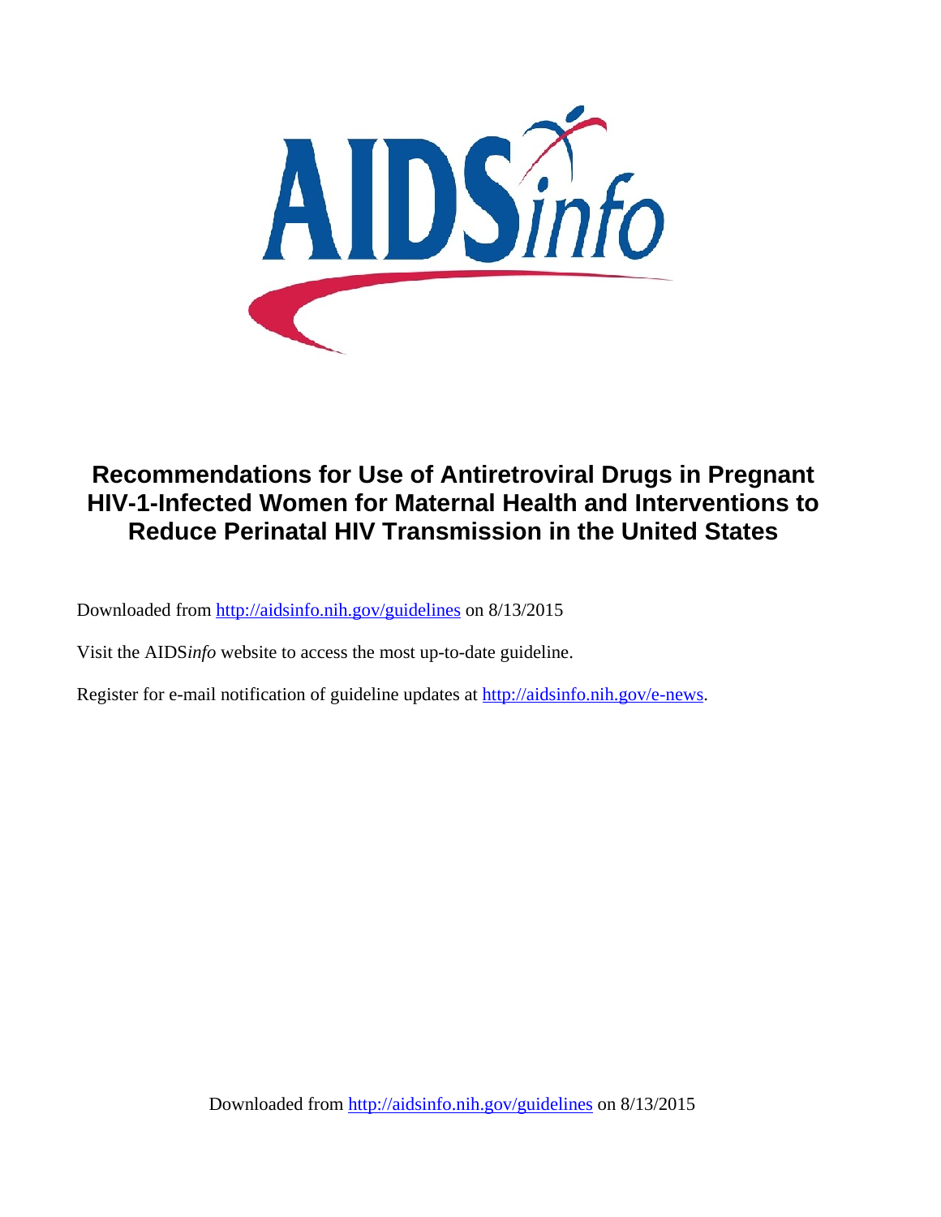# Recommendations for Use of Antiretroviral Drugs in Pregnant HIV-1-Infected Women for Maternal Health and Interventions to Reduce Perinatal HIV Transmission in the United States

Downloaded from http://aidsinfo.nih.gov/guidelines on 8/13/2015

Visit the AIDS*info* website to access the most up-to-date guideline.

Register for e-mail notification of guideline updates at http://aidsinfo.nih.gov/e-news.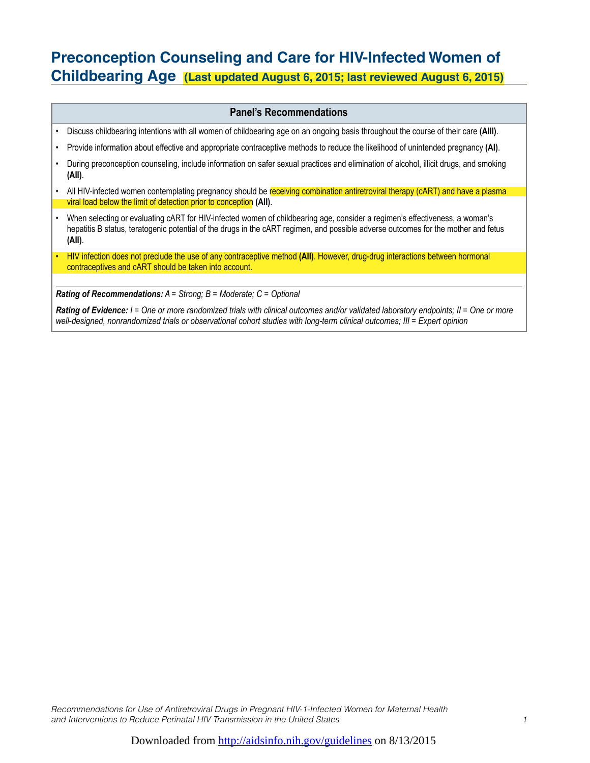# Preconception Counseling and Care for HIV-Infected Women of Childbearing Age (Last updated August 6, 2015; last reviewed August 6, 2015)

| Panel's Recommendations |
| --- |
| • Discuss childbearing intentions with all women of childbearing age on an ongoing basis throughout the course of their care **(AIII)**.<br>• Provide information about effective and appropriate contraceptive methods to reduce the likelihood of unintended pregnancy **(AI)**.<br>• During preconception counseling, include information on safer sexual practices and elimination of alcohol, illicit drugs, and smoking **(AII)**.<br>• All HIV-infected women contemplating pregnancy should be receiving combination antiretroviral therapy (cART) and have a plasma viral load below the limit of detection prior to conception **(AII)**.<br>• When selecting or evaluating cART for HIV-infected women of childbearing age, consider a regimen's effectiveness, a woman's hepatitis B status, teratogenic potential of the drugs in the cART regimen, and possible adverse outcomes for the mother and fetus **(AII)**.<br>• HIV infection does not preclude the use of any contraceptive method **(AII)**. However, drug-drug interactions between hormonal contraceptives and cART should be taken into account. |
| ***Rating of Recommendations:*** *A = Strong; B = Moderate; C = Optional*<br>***Rating of Evidence:*** *I = One or more randomized trials with clinical outcomes and/or validated laboratory endpoints; II = One or more well-designed, nonrandomized trials or observational cohort studies with long-term clinical outcomes; III = Expert opinion* |

Downloaded from http://aidsinfo.nih.gov/guidelines on 8/13/2015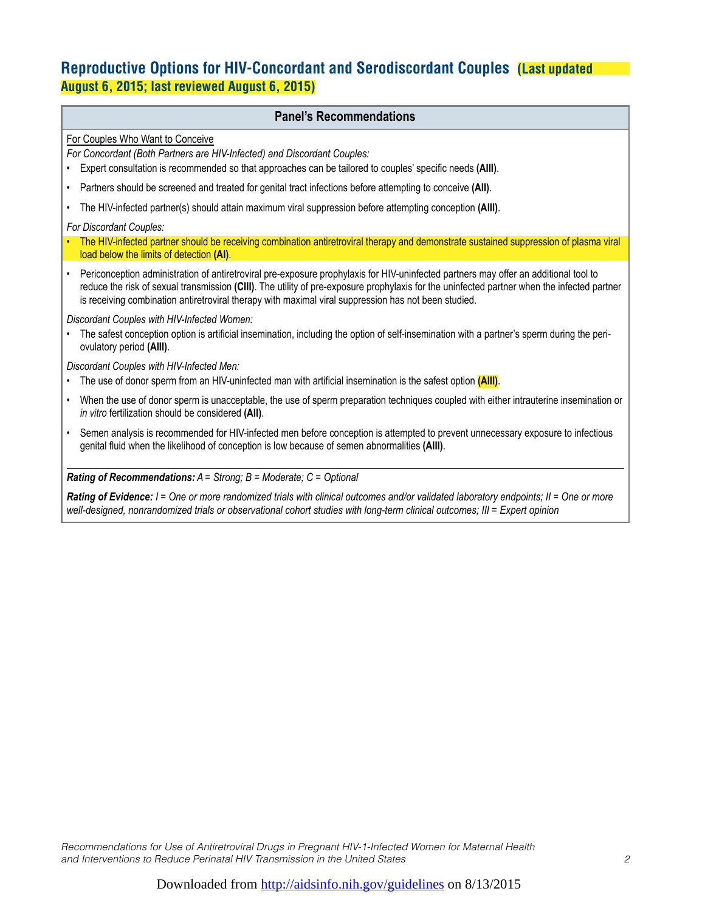## Reproductive Options for HIV-Concordant and Serodiscordant Couples (Last updated August 6, 2015; last reviewed August 6, 2015)

**Panel's Recommendations**

For Couples Who Want to Conceive

*For Concordant (Both Partners are HIV-Infected) and Discordant Couples:*

- Expert consultation is recommended so that approaches can be tailored to couples' specific needs **(AIII)**.
- Partners should be screened and treated for genital tract infections before attempting to conceive **(AII)**.
- The HIV-infected partner(s) should attain maximum viral suppression before attempting conception **(AIII)**.

*For Discordant Couples:*

- The HIV-infected partner should be receiving combination antiretroviral therapy and demonstrate sustained suppression of plasma viral load below the limits of detection **(AI)**.
- Periconception administration of antiretroviral pre-exposure prophylaxis for HIV-uninfected partners may offer an additional tool to reduce the risk of sexual transmission **(CIII)**. The utility of pre-exposure prophylaxis for the uninfected partner when the infected partner is receiving combination antiretroviral therapy with maximal viral suppression has not been studied.

*Discordant Couples with HIV-Infected Women:*

- The safest conception option is artificial insemination, including the option of self-insemination with a partner's sperm during the peri-ovulatory period **(AIII)**.

*Discordant Couples with HIV-Infected Men:*

- The use of donor sperm from an HIV-uninfected man with artificial insemination is the safest option **(AIII)**.
- When the use of donor sperm is unacceptable, the use of sperm preparation techniques coupled with either intrauterine insemination or *in vitro* fertilization should be considered **(AII)**.
- Semen analysis is recommended for HIV-infected men before conception is attempted to prevent unnecessary exposure to infectious genital fluid when the likelihood of conception is low because of semen abnormalities **(AIII)**.

***Rating of Recommendations:*** *A = Strong; B = Moderate; C = Optional*

***Rating of Evidence:*** *I = One or more randomized trials with clinical outcomes and/or validated laboratory endpoints; II = One or more well-designed, nonrandomized trials or observational cohort studies with long-term clinical outcomes; III = Expert opinion*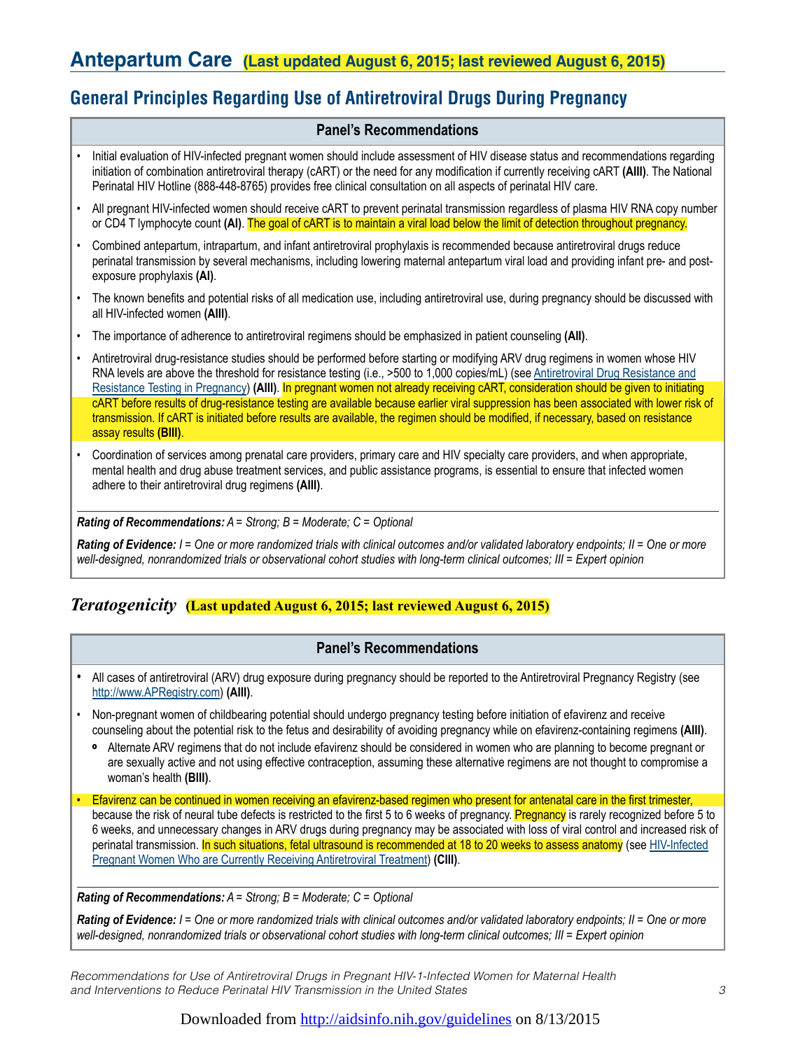# Antepartum Care (Last updated August 6, 2015; last reviewed August 6, 2015)

## General Principles Regarding Use of Antiretroviral Drugs During Pregnancy

**Panel's Recommendations**

- Initial evaluation of HIV-infected pregnant women should include assessment of HIV disease status and recommendations regarding initiation of combination antiretroviral therapy (cART) or the need for any modification if currently receiving cART **(AIII)**. The National Perinatal HIV Hotline (888-448-8765) provides free clinical consultation on all aspects of perinatal HIV care.
- All pregnant HIV-infected women should receive cART to prevent perinatal transmission regardless of plasma HIV RNA copy number or CD4 T lymphocyte count **(AI)**. The goal of cART is to maintain a viral load below the limit of detection throughout pregnancy.
- Combined antepartum, intrapartum, and infant antiretroviral prophylaxis is recommended because antiretroviral drugs reduce perinatal transmission by several mechanisms, including lowering maternal antepartum viral load and providing infant pre- and post-exposure prophylaxis **(AI)**.
- The known benefits and potential risks of all medication use, including antiretroviral use, during pregnancy should be discussed with all HIV-infected women **(AIII)**.
- The importance of adherence to antiretroviral regimens should be emphasized in patient counseling **(AII)**.
- Antiretroviral drug-resistance studies should be performed before starting or modifying ARV drug regimens in women whose HIV RNA levels are above the threshold for resistance testing (i.e., >500 to 1,000 copies/mL) (see Antiretroviral Drug Resistance and Resistance Testing in Pregnancy) **(AIII)**. In pregnant women not already receiving cART, consideration should be given to initiating cART before results of drug-resistance testing are available because earlier viral suppression has been associated with lower risk of transmission. If cART is initiated before results are available, the regimen should be modified, if necessary, based on resistance assay results **(BIII)**.
- Coordination of services among prenatal care providers, primary care and HIV specialty care providers, and when appropriate, mental health and drug abuse treatment services, and public assistance programs, is essential to ensure that infected women adhere to their antiretroviral drug regimens **(AIII)**.

***Rating of Recommendations:*** *A = Strong; B = Moderate; C = Optional*

***Rating of Evidence:*** *I = One or more randomized trials with clinical outcomes and/or validated laboratory endpoints; II = One or more well-designed, nonrandomized trials or observational cohort studies with long-term clinical outcomes; III = Expert opinion*

### *Teratogenicity* (Last updated August 6, 2015; last reviewed August 6, 2015)

**Panel's Recommendations**

- All cases of antiretroviral (ARV) drug exposure during pregnancy should be reported to the Antiretroviral Pregnancy Registry (see http://www.APRegistry.com) **(AIII)**.
- Non-pregnant women of childbearing potential should undergo pregnancy testing before initiation of efavirenz and receive counseling about the potential risk to the fetus and desirability of avoiding pregnancy while on efavirenz-containing regimens **(AIII)**.
  - Alternate ARV regimens that do not include efavirenz should be considered in women who are planning to become pregnant or are sexually active and not using effective contraception, assuming these alternative regimens are not thought to compromise a woman's health **(BIII)**.
- Efavirenz can be continued in women receiving an efavirenz-based regimen who present for antenatal care in the first trimester, because the risk of neural tube defects is restricted to the first 5 to 6 weeks of pregnancy. Pregnancy is rarely recognized before 5 to 6 weeks, and unnecessary changes in ARV drugs during pregnancy may be associated with loss of viral control and increased risk of perinatal transmission. In such situations, fetal ultrasound is recommended at 18 to 20 weeks to assess anatomy (see HIV-Infected Pregnant Women Who are Currently Receiving Antiretroviral Treatment) **(CIII)**.

***Rating of Recommendations:*** *A = Strong; B = Moderate; C = Optional*

***Rating of Evidence:*** *I = One or more randomized trials with clinical outcomes and/or validated laboratory endpoints; II = One or more well-designed, nonrandomized trials or observational cohort studies with long-term clinical outcomes; III = Expert opinion*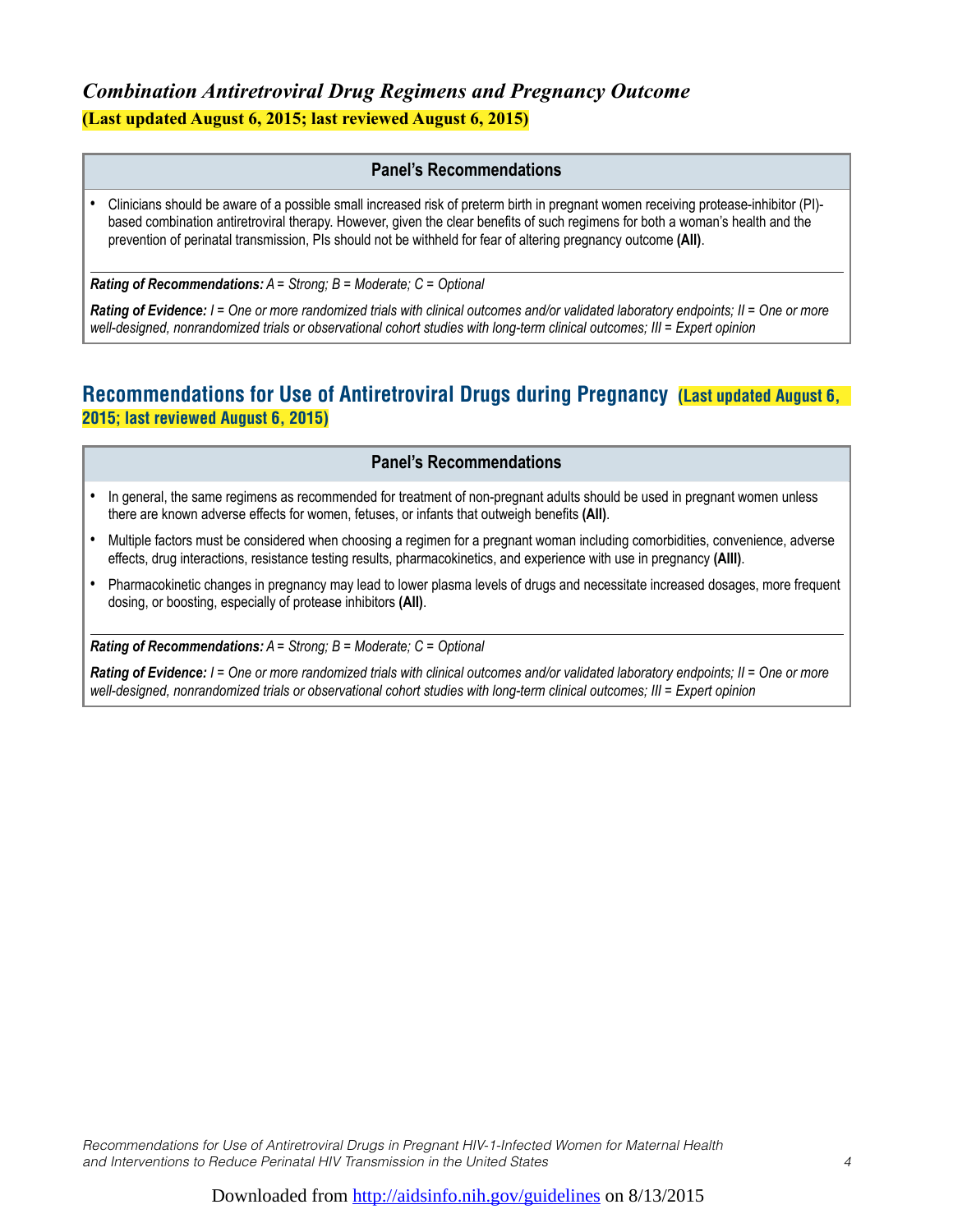### *Combination Antiretroviral Drug Regimens and Pregnancy Outcome*

**(Last updated August 6, 2015; last reviewed August 6, 2015)**

**Panel's Recommendations**

- Clinicians should be aware of a possible small increased risk of preterm birth in pregnant women receiving protease-inhibitor (PI)-based combination antiretroviral therapy. However, given the clear benefits of such regimens for both a woman's health and the prevention of perinatal transmission, PIs should not be withheld for fear of altering pregnancy outcome **(AII)**.

***Rating of Recommendations:*** *A = Strong; B = Moderate; C = Optional*

***Rating of Evidence:*** *I = One or more randomized trials with clinical outcomes and/or validated laboratory endpoints; II = One or more well-designed, nonrandomized trials or observational cohort studies with long-term clinical outcomes; III = Expert opinion*

## Recommendations for Use of Antiretroviral Drugs during Pregnancy **(Last updated August 6, 2015; last reviewed August 6, 2015)**

**Panel's Recommendations**

- In general, the same regimens as recommended for treatment of non-pregnant adults should be used in pregnant women unless there are known adverse effects for women, fetuses, or infants that outweigh benefits **(AII)**.
- Multiple factors must be considered when choosing a regimen for a pregnant woman including comorbidities, convenience, adverse effects, drug interactions, resistance testing results, pharmacokinetics, and experience with use in pregnancy **(AIII)**.
- Pharmacokinetic changes in pregnancy may lead to lower plasma levels of drugs and necessitate increased dosages, more frequent dosing, or boosting, especially of protease inhibitors **(AII)**.

***Rating of Recommendations:*** *A = Strong; B = Moderate; C = Optional*

***Rating of Evidence:*** *I = One or more randomized trials with clinical outcomes and/or validated laboratory endpoints; II = One or more well-designed, nonrandomized trials or observational cohort studies with long-term clinical outcomes; III = Expert opinion*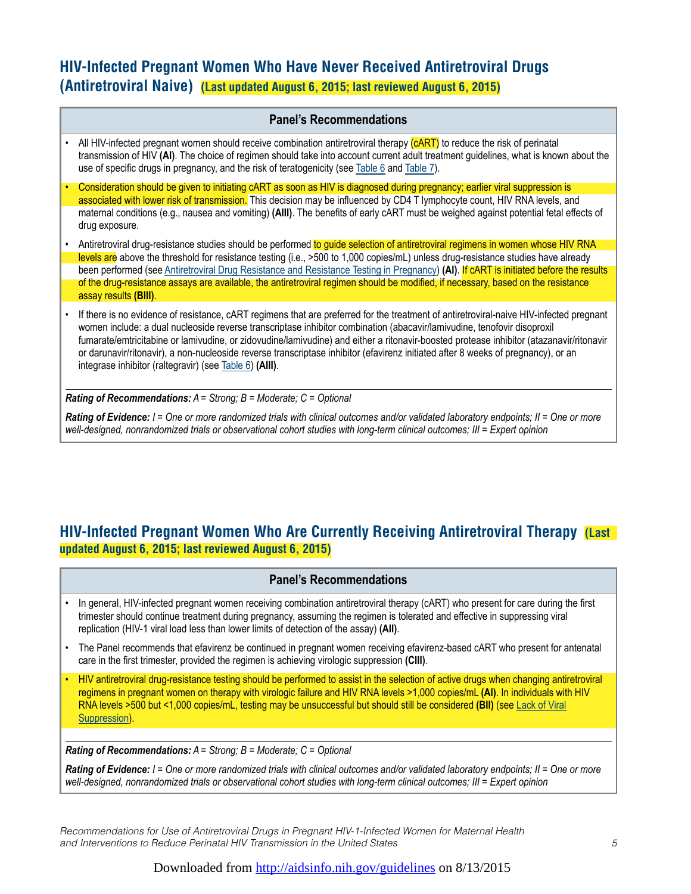## HIV-Infected Pregnant Women Who Have Never Received Antiretroviral Drugs (Antiretroviral Naive) (Last updated August 6, 2015; last reviewed August 6, 2015)

### Panel's Recommendations

- All HIV-infected pregnant women should receive combination antiretroviral therapy (cART) to reduce the risk of perinatal transmission of HIV **(AI)**. The choice of regimen should take into account current adult treatment guidelines, what is known about the use of specific drugs in pregnancy, and the risk of teratogenicity (see Table 6 and Table 7).
- Consideration should be given to initiating cART as soon as HIV is diagnosed during pregnancy; earlier viral suppression is associated with lower risk of transmission. This decision may be influenced by CD4 T lymphocyte count, HIV RNA levels, and maternal conditions (e.g., nausea and vomiting) **(AIII)**. The benefits of early cART must be weighed against potential fetal effects of drug exposure.
- Antiretroviral drug-resistance studies should be performed to guide selection of antiretroviral regimens in women whose HIV RNA levels are above the threshold for resistance testing (i.e., >500 to 1,000 copies/mL) unless drug-resistance studies have already been performed (see Antiretroviral Drug Resistance and Resistance Testing in Pregnancy) **(AI)**. If cART is initiated before the results of the drug-resistance assays are available, the antiretroviral regimen should be modified, if necessary, based on the resistance assay results **(BIII)**.
- If there is no evidence of resistance, cART regimens that are preferred for the treatment of antiretroviral-naive HIV-infected pregnant women include: a dual nucleoside reverse transcriptase inhibitor combination (abacavir/lamivudine, tenofovir disoproxil fumarate/emtricitabine or lamivudine, or zidovudine/lamivudine) and either a ritonavir-boosted protease inhibitor (atazanavir/ritonavir or darunavir/ritonavir), a non-nucleoside reverse transcriptase inhibitor (efavirenz initiated after 8 weeks of pregnancy), or an integrase inhibitor (raltegravir) (see Table 6) **(AIII)**.

***Rating of Recommendations:*** *A = Strong; B = Moderate; C = Optional*

***Rating of Evidence:*** *I = One or more randomized trials with clinical outcomes and/or validated laboratory endpoints; II = One or more well-designed, nonrandomized trials or observational cohort studies with long-term clinical outcomes; III = Expert opinion*

## HIV-Infected Pregnant Women Who Are Currently Receiving Antiretroviral Therapy (Last updated August 6, 2015; last reviewed August 6, 2015)

### Panel's Recommendations

- In general, HIV-infected pregnant women receiving combination antiretroviral therapy (cART) who present for care during the first trimester should continue treatment during pregnancy, assuming the regimen is tolerated and effective in suppressing viral replication (HIV-1 viral load less than lower limits of detection of the assay) **(AII)**.
- The Panel recommends that efavirenz be continued in pregnant women receiving efavirenz-based cART who present for antenatal care in the first trimester, provided the regimen is achieving virologic suppression **(CIII)**.
- HIV antiretroviral drug-resistance testing should be performed to assist in the selection of active drugs when changing antiretroviral regimens in pregnant women on therapy with virologic failure and HIV RNA levels >1,000 copies/mL **(AI)**. In individuals with HIV RNA levels >500 but <1,000 copies/mL, testing may be unsuccessful but should still be considered **(BII)** (see Lack of Viral Suppression).

***Rating of Recommendations:*** *A = Strong; B = Moderate; C = Optional*

***Rating of Evidence:*** *I = One or more randomized trials with clinical outcomes and/or validated laboratory endpoints; II = One or more well-designed, nonrandomized trials or observational cohort studies with long-term clinical outcomes; III = Expert opinion*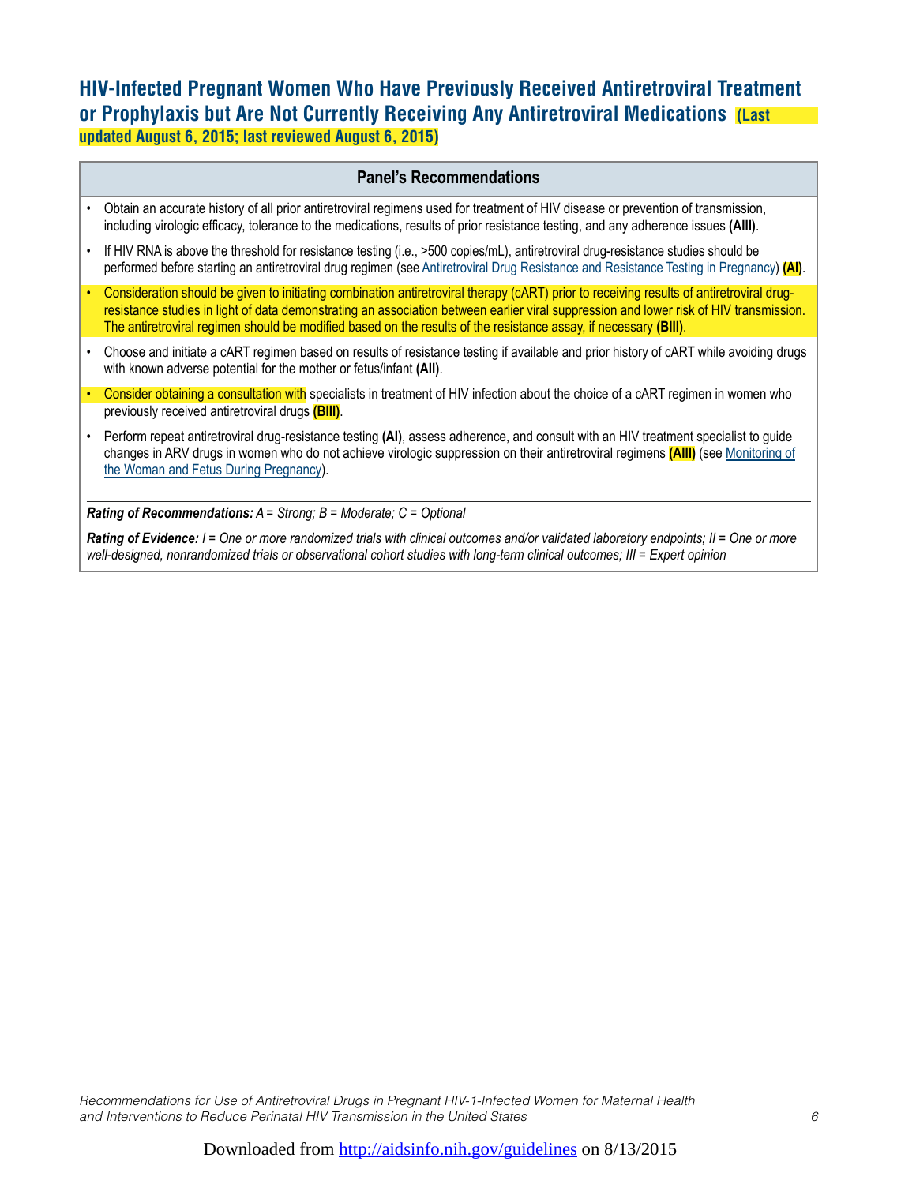## HIV-Infected Pregnant Women Who Have Previously Received Antiretroviral Treatment or Prophylaxis but Are Not Currently Receiving Any Antiretroviral Medications (Last updated August 6, 2015; last reviewed August 6, 2015)

**Panel's Recommendations**

- Obtain an accurate history of all prior antiretroviral regimens used for treatment of HIV disease or prevention of transmission, including virologic efficacy, tolerance to the medications, results of prior resistance testing, and any adherence issues **(AIII)**.
- If HIV RNA is above the threshold for resistance testing (i.e., >500 copies/mL), antiretroviral drug-resistance studies should be performed before starting an antiretroviral drug regimen (see Antiretroviral Drug Resistance and Resistance Testing in Pregnancy) **(AI)**.
- Consideration should be given to initiating combination antiretroviral therapy (cART) prior to receiving results of antiretroviral drug-resistance studies in light of data demonstrating an association between earlier viral suppression and lower risk of HIV transmission. The antiretroviral regimen should be modified based on the results of the resistance assay, if necessary **(BIII)**.
- Choose and initiate a cART regimen based on results of resistance testing if available and prior history of cART while avoiding drugs with known adverse potential for the mother or fetus/infant **(AII)**.
- Consider obtaining a consultation with specialists in treatment of HIV infection about the choice of a cART regimen in women who previously received antiretroviral drugs **(BIII)**.
- Perform repeat antiretroviral drug-resistance testing **(AI)**, assess adherence, and consult with an HIV treatment specialist to guide changes in ARV drugs in women who do not achieve virologic suppression on their antiretroviral regimens **(AIII)** (see Monitoring of the Woman and Fetus During Pregnancy).

***Rating of Recommendations:** A = Strong; B = Moderate; C = Optional*

***Rating of Evidence:** I = One or more randomized trials with clinical outcomes and/or validated laboratory endpoints; II = One or more well-designed, nonrandomized trials or observational cohort studies with long-term clinical outcomes; III = Expert opinion*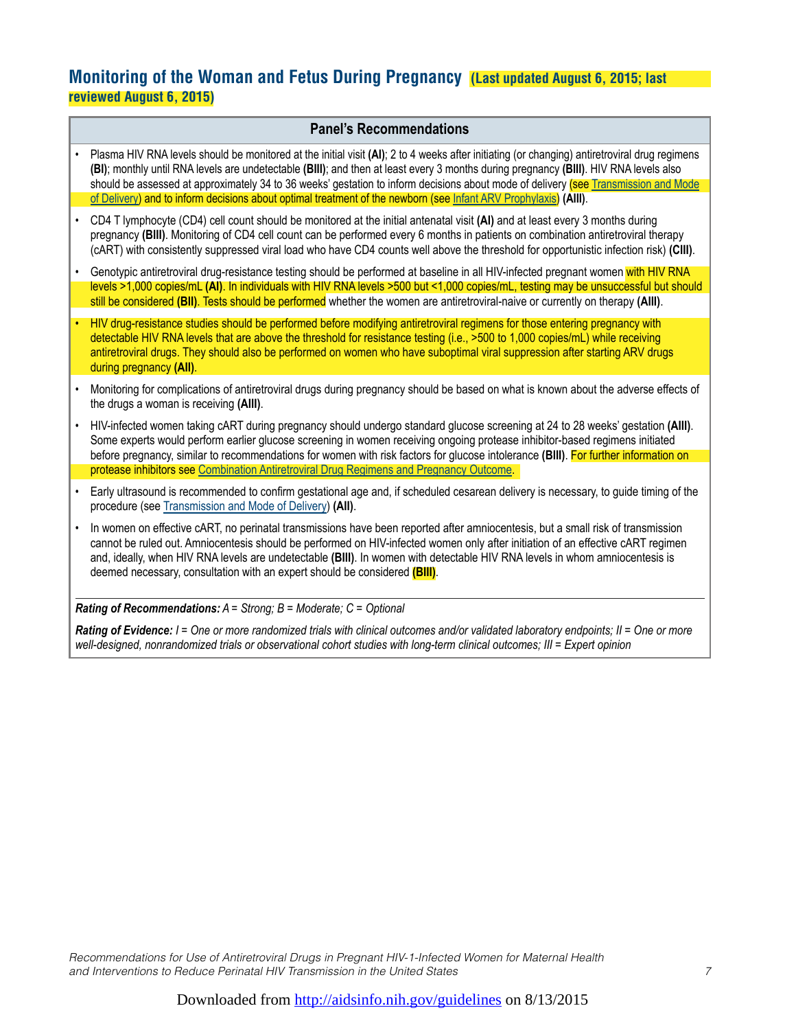## Monitoring of the Woman and Fetus During Pregnancy **(Last updated August 6, 2015; last reviewed August 6, 2015)**

| Panel's Recommendations |
|---|
| • Plasma HIV RNA levels should be monitored at the initial visit **(AI)**; 2 to 4 weeks after initiating (or changing) antiretroviral drug regimens **(BI)**; monthly until RNA levels are undetectable **(BIII)**; and then at least every 3 months during pregnancy **(BIII)**. HIV RNA levels also should be assessed at approximately 34 to 36 weeks' gestation to inform decisions about mode of delivery (see Transmission and Mode of Delivery) and to inform decisions about optimal treatment of the newborn (see Infant ARV Prophylaxis) **(AIII)**. |
| • CD4 T lymphocyte (CD4) cell count should be monitored at the initial antenatal visit **(AI)** and at least every 3 months during pregnancy **(BIII)**. Monitoring of CD4 cell count can be performed every 6 months in patients on combination antiretroviral therapy (cART) with consistently suppressed viral load who have CD4 counts well above the threshold for opportunistic infection risk) **(CIII)**. |
| • Genotypic antiretroviral drug-resistance testing should be performed at baseline in all HIV-infected pregnant women with HIV RNA levels >1,000 copies/mL **(AI)**. In individuals with HIV RNA levels >500 but <1,000 copies/mL, testing may be unsuccessful but should still be considered **(BII)**. Tests should be performed whether the women are antiretroviral-naive or currently on therapy **(AIII)**. |
| • HIV drug-resistance studies should be performed before modifying antiretroviral regimens for those entering pregnancy with detectable HIV RNA levels that are above the threshold for resistance testing (i.e., >500 to 1,000 copies/mL) while receiving antiretroviral drugs. They should also be performed on women who have suboptimal viral suppression after starting ARV drugs during pregnancy **(AII)**. |
| • Monitoring for complications of antiretroviral drugs during pregnancy should be based on what is known about the adverse effects of the drugs a woman is receiving **(AIII)**. |
| • HIV-infected women taking cART during pregnancy should undergo standard glucose screening at 24 to 28 weeks' gestation **(AIII)**. Some experts would perform earlier glucose screening in women receiving ongoing protease inhibitor-based regimens initiated before pregnancy, similar to recommendations for women with risk factors for glucose intolerance **(BIII)**. For further information on protease inhibitors see Combination Antiretroviral Drug Regimens and Pregnancy Outcome. |
| • Early ultrasound is recommended to confirm gestational age and, if scheduled cesarean delivery is necessary, to guide timing of the procedure (see Transmission and Mode of Delivery) **(AII)**. |
| • In women on effective cART, no perinatal transmissions have been reported after amniocentesis, but a small risk of transmission cannot be ruled out. Amniocentesis should be performed on HIV-infected women only after initiation of an effective cART regimen and, ideally, when HIV RNA levels are undetectable **(BIII)**. In women with detectable HIV RNA levels in whom amniocentesis is deemed necessary, consultation with an expert should be considered **(BIII)**. |
| ***Rating of Recommendations:*** *A = Strong; B = Moderate; C = Optional* |
| ***Rating of Evidence:*** *I = One or more randomized trials with clinical outcomes and/or validated laboratory endpoints; II = One or more well-designed, nonrandomized trials or observational cohort studies with long-term clinical outcomes; III = Expert opinion* |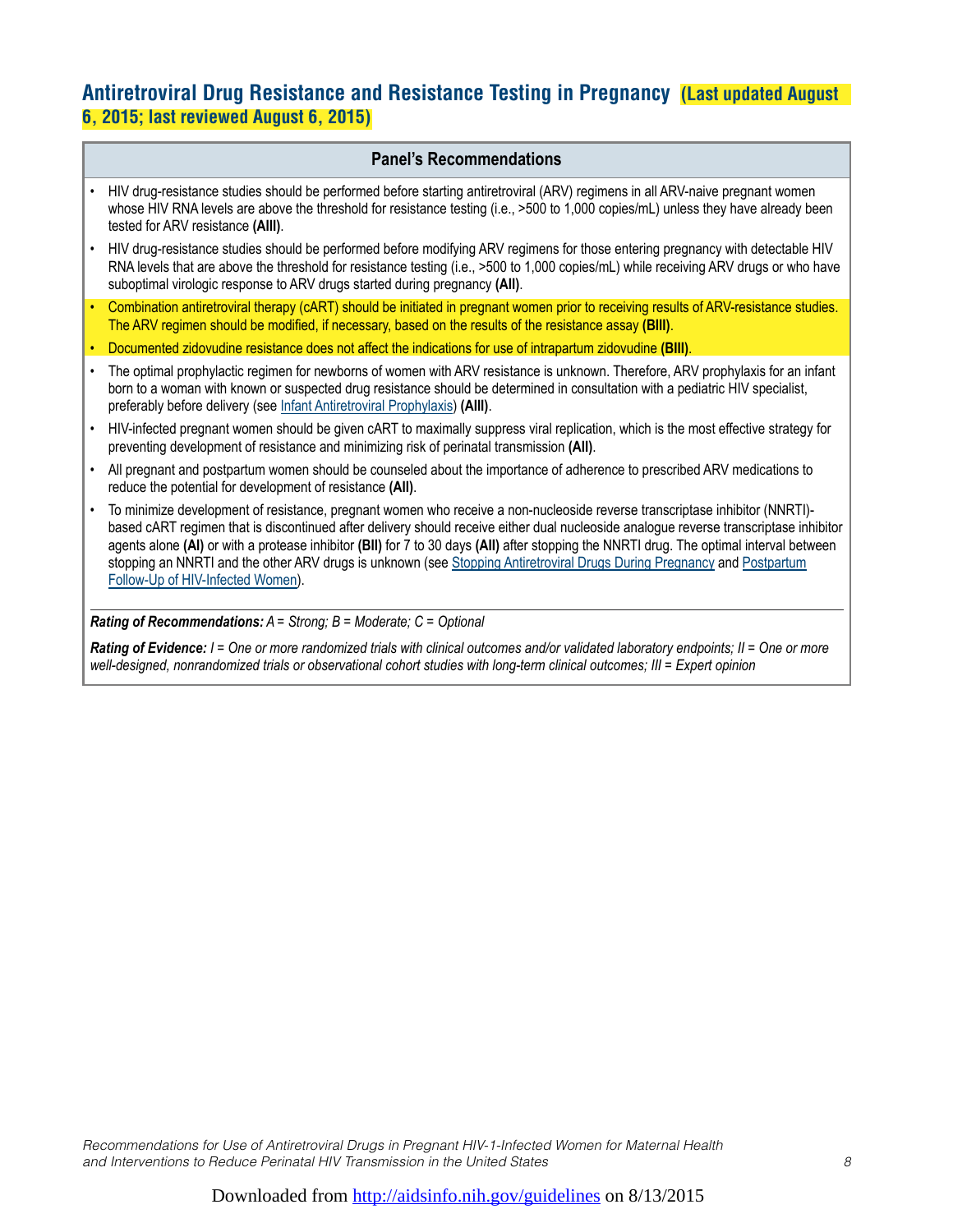## Antiretroviral Drug Resistance and Resistance Testing in Pregnancy (Last updated August 6, 2015; last reviewed August 6, 2015)

**Panel's Recommendations**

- HIV drug-resistance studies should be performed before starting antiretroviral (ARV) regimens in all ARV-naive pregnant women whose HIV RNA levels are above the threshold for resistance testing (i.e., >500 to 1,000 copies/mL) unless they have already been tested for ARV resistance **(AIII)**.
- HIV drug-resistance studies should be performed before modifying ARV regimens for those entering pregnancy with detectable HIV RNA levels that are above the threshold for resistance testing (i.e., >500 to 1,000 copies/mL) while receiving ARV drugs or who have suboptimal virologic response to ARV drugs started during pregnancy **(AII)**.
- Combination antiretroviral therapy (cART) should be initiated in pregnant women prior to receiving results of ARV-resistance studies. The ARV regimen should be modified, if necessary, based on the results of the resistance assay **(BIII)**.
- Documented zidovudine resistance does not affect the indications for use of intrapartum zidovudine **(BIII)**.
- The optimal prophylactic regimen for newborns of women with ARV resistance is unknown. Therefore, ARV prophylaxis for an infant born to a woman with known or suspected drug resistance should be determined in consultation with a pediatric HIV specialist, preferably before delivery (see Infant Antiretroviral Prophylaxis) **(AIII)**.
- HIV-infected pregnant women should be given cART to maximally suppress viral replication, which is the most effective strategy for preventing development of resistance and minimizing risk of perinatal transmission **(AII)**.
- All pregnant and postpartum women should be counseled about the importance of adherence to prescribed ARV medications to reduce the potential for development of resistance **(AII)**.
- To minimize development of resistance, pregnant women who receive a non-nucleoside reverse transcriptase inhibitor (NNRTI)-based cART regimen that is discontinued after delivery should receive either dual nucleoside analogue reverse transcriptase inhibitor agents alone **(AI)** or with a protease inhibitor **(BII)** for 7 to 30 days **(AII)** after stopping the NNRTI drug. The optimal interval between stopping an NNRTI and the other ARV drugs is unknown (see Stopping Antiretroviral Drugs During Pregnancy and Postpartum Follow-Up of HIV-Infected Women).

***Rating of Recommendations:*** *A = Strong; B = Moderate; C = Optional*

***Rating of Evidence:*** *I = One or more randomized trials with clinical outcomes and/or validated laboratory endpoints; II = One or more well-designed, nonrandomized trials or observational cohort studies with long-term clinical outcomes; III = Expert opinion*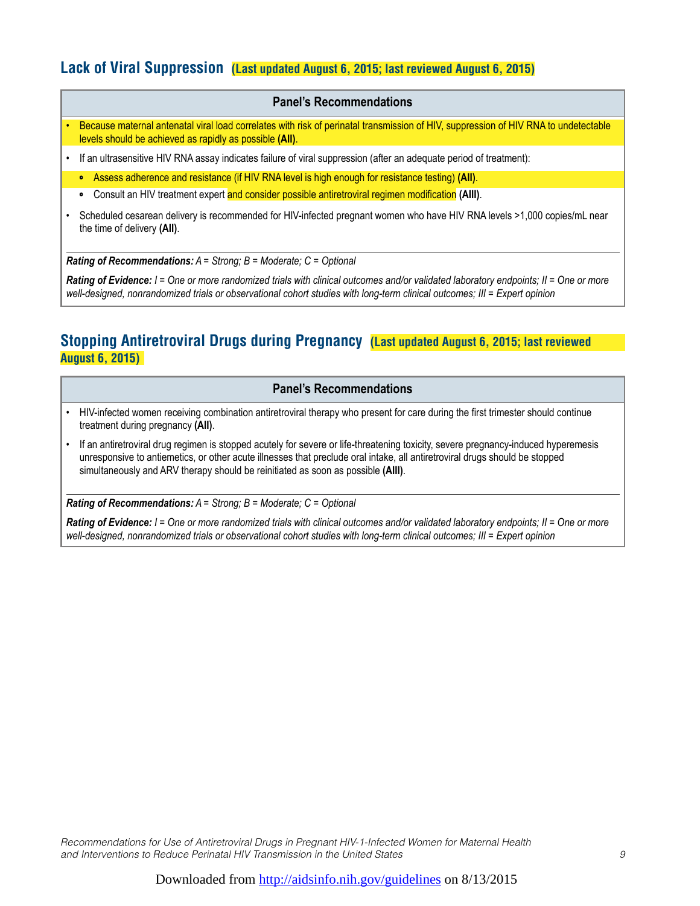## Lack of Viral Suppression (Last updated August 6, 2015; last reviewed August 6, 2015)

**Panel's Recommendations**

- Because maternal antenatal viral load correlates with risk of perinatal transmission of HIV, suppression of HIV RNA to undetectable levels should be achieved as rapidly as possible **(AII)**.
- If an ultrasensitive HIV RNA assay indicates failure of viral suppression (after an adequate period of treatment):
  - Assess adherence and resistance (if HIV RNA level is high enough for resistance testing) **(AII)**.
  - Consult an HIV treatment expert and consider possible antiretroviral regimen modification **(AIII)**.
- Scheduled cesarean delivery is recommended for HIV-infected pregnant women who have HIV RNA levels >1,000 copies/mL near the time of delivery **(AII)**.

***Rating of Recommendations:*** *A = Strong; B = Moderate; C = Optional*

***Rating of Evidence:*** *I = One or more randomized trials with clinical outcomes and/or validated laboratory endpoints; II = One or more well-designed, nonrandomized trials or observational cohort studies with long-term clinical outcomes; III = Expert opinion*

## Stopping Antiretroviral Drugs during Pregnancy (Last updated August 6, 2015; last reviewed August 6, 2015)

**Panel's Recommendations**

- HIV-infected women receiving combination antiretroviral therapy who present for care during the first trimester should continue treatment during pregnancy **(AII)**.
- If an antiretroviral drug regimen is stopped acutely for severe or life-threatening toxicity, severe pregnancy-induced hyperemesis unresponsive to antiemetics, or other acute illnesses that preclude oral intake, all antiretroviral drugs should be stopped simultaneously and ARV therapy should be reinitiated as soon as possible **(AIII)**.

***Rating of Recommendations:*** *A = Strong; B = Moderate; C = Optional*

***Rating of Evidence:*** *I = One or more randomized trials with clinical outcomes and/or validated laboratory endpoints; II = One or more well-designed, nonrandomized trials or observational cohort studies with long-term clinical outcomes; III = Expert opinion*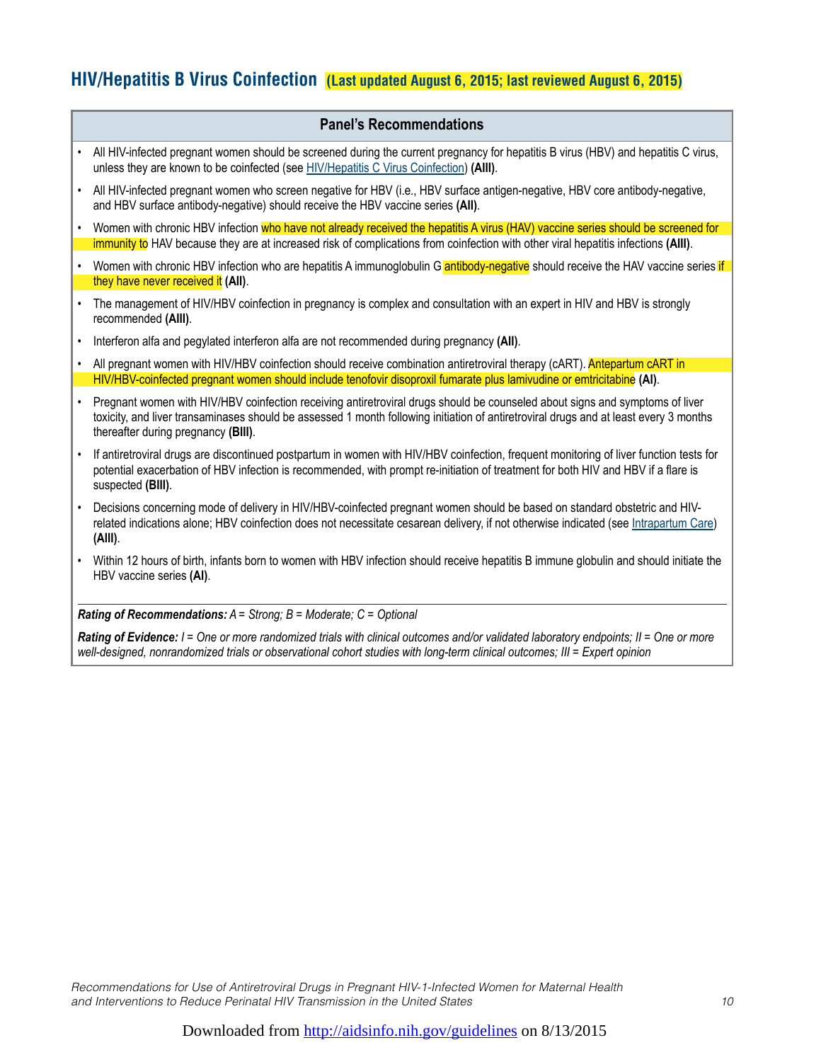## HIV/Hepatitis B Virus Coinfection (Last updated August 6, 2015; last reviewed August 6, 2015)

### Panel's Recommendations

- All HIV-infected pregnant women should be screened during the current pregnancy for hepatitis B virus (HBV) and hepatitis C virus, unless they are known to be coinfected (see HIV/Hepatitis C Virus Coinfection) **(AIII)**.
- All HIV-infected pregnant women who screen negative for HBV (i.e., HBV surface antigen-negative, HBV core antibody-negative, and HBV surface antibody-negative) should receive the HBV vaccine series **(AII)**.
- Women with chronic HBV infection who have not already received the hepatitis A virus (HAV) vaccine series should be screened for immunity to HAV because they are at increased risk of complications from coinfection with other viral hepatitis infections **(AIII)**.
- Women with chronic HBV infection who are hepatitis A immunoglobulin G antibody-negative should receive the HAV vaccine series if they have never received it **(AII)**.
- The management of HIV/HBV coinfection in pregnancy is complex and consultation with an expert in HIV and HBV is strongly recommended **(AIII)**.
- Interferon alfa and pegylated interferon alfa are not recommended during pregnancy **(AII)**.
- All pregnant women with HIV/HBV coinfection should receive combination antiretroviral therapy (cART). Antepartum cART in HIV/HBV-coinfected pregnant women should include tenofovir disoproxil fumarate plus lamivudine or emtricitabine **(AI)**.
- Pregnant women with HIV/HBV coinfection receiving antiretroviral drugs should be counseled about signs and symptoms of liver toxicity, and liver transaminases should be assessed 1 month following initiation of antiretroviral drugs and at least every 3 months thereafter during pregnancy **(BIII)**.
- If antiretroviral drugs are discontinued postpartum in women with HIV/HBV coinfection, frequent monitoring of liver function tests for potential exacerbation of HBV infection is recommended, with prompt re-initiation of treatment for both HIV and HBV if a flare is suspected **(BIII)**.
- Decisions concerning mode of delivery in HIV/HBV-coinfected pregnant women should be based on standard obstetric and HIV-related indications alone; HBV coinfection does not necessitate cesarean delivery, if not otherwise indicated (see Intrapartum Care) **(AIII)**.
- Within 12 hours of birth, infants born to women with HBV infection should receive hepatitis B immune globulin and should initiate the HBV vaccine series **(AI)**.

***Rating of Recommendations:*** *A = Strong; B = Moderate; C = Optional*

***Rating of Evidence:*** *I = One or more randomized trials with clinical outcomes and/or validated laboratory endpoints; II = One or more well-designed, nonrandomized trials or observational cohort studies with long-term clinical outcomes; III = Expert opinion*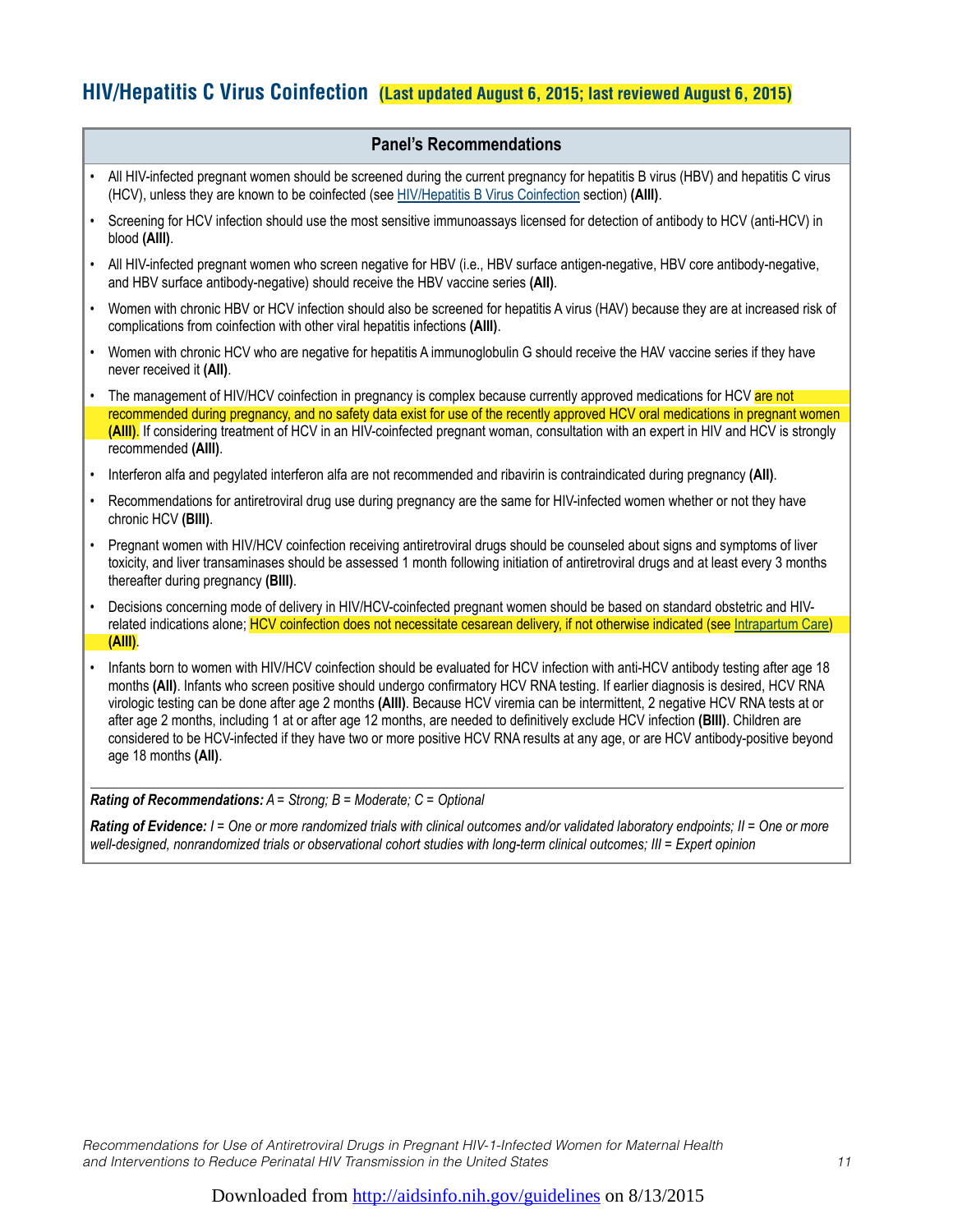## HIV/Hepatitis C Virus Coinfection (Last updated August 6, 2015; last reviewed August 6, 2015)

### Panel's Recommendations

- All HIV-infected pregnant women should be screened during the current pregnancy for hepatitis B virus (HBV) and hepatitis C virus (HCV), unless they are known to be coinfected (see HIV/Hepatitis B Virus Coinfection section) **(AIII)**.
- Screening for HCV infection should use the most sensitive immunoassays licensed for detection of antibody to HCV (anti-HCV) in blood **(AIII)**.
- All HIV-infected pregnant women who screen negative for HBV (i.e., HBV surface antigen-negative, HBV core antibody-negative, and HBV surface antibody-negative) should receive the HBV vaccine series **(AII)**.
- Women with chronic HBV or HCV infection should also be screened for hepatitis A virus (HAV) because they are at increased risk of complications from coinfection with other viral hepatitis infections **(AIII)**.
- Women with chronic HCV who are negative for hepatitis A immunoglobulin G should receive the HAV vaccine series if they have never received it **(AII)**.
- The management of HIV/HCV coinfection in pregnancy is complex because currently approved medications for HCV are not recommended during pregnancy, and no safety data exist for use of the recently approved HCV oral medications in pregnant women **(AIII)**. If considering treatment of HCV in an HIV-coinfected pregnant woman, consultation with an expert in HIV and HCV is strongly recommended **(AIII)**.
- Interferon alfa and pegylated interferon alfa are not recommended and ribavirin is contraindicated during pregnancy **(AII)**.
- Recommendations for antiretroviral drug use during pregnancy are the same for HIV-infected women whether or not they have chronic HCV **(BIII)**.
- Pregnant women with HIV/HCV coinfection receiving antiretroviral drugs should be counseled about signs and symptoms of liver toxicity, and liver transaminases should be assessed 1 month following initiation of antiretroviral drugs and at least every 3 months thereafter during pregnancy **(BIII)**.
- Decisions concerning mode of delivery in HIV/HCV-coinfected pregnant women should be based on standard obstetric and HIV-related indications alone; HCV coinfection does not necessitate cesarean delivery, if not otherwise indicated (see Intrapartum Care) **(AIII)**.
- Infants born to women with HIV/HCV coinfection should be evaluated for HCV infection with anti-HCV antibody testing after age 18 months **(AII)**. Infants who screen positive should undergo confirmatory HCV RNA testing. If earlier diagnosis is desired, HCV RNA virologic testing can be done after age 2 months **(AIII)**. Because HCV viremia can be intermittent, 2 negative HCV RNA tests at or after age 2 months, including 1 at or after age 12 months, are needed to definitively exclude HCV infection **(BIII)**. Children are considered to be HCV-infected if they have two or more positive HCV RNA results at any age, or are HCV antibody-positive beyond age 18 months **(AII)**.

***Rating of Recommendations:*** *A = Strong; B = Moderate; C = Optional*

***Rating of Evidence:*** *I = One or more randomized trials with clinical outcomes and/or validated laboratory endpoints; II = One or more well-designed, nonrandomized trials or observational cohort studies with long-term clinical outcomes; III = Expert opinion*

Downloaded from http://aidsinfo.nih.gov/guidelines on 8/13/2015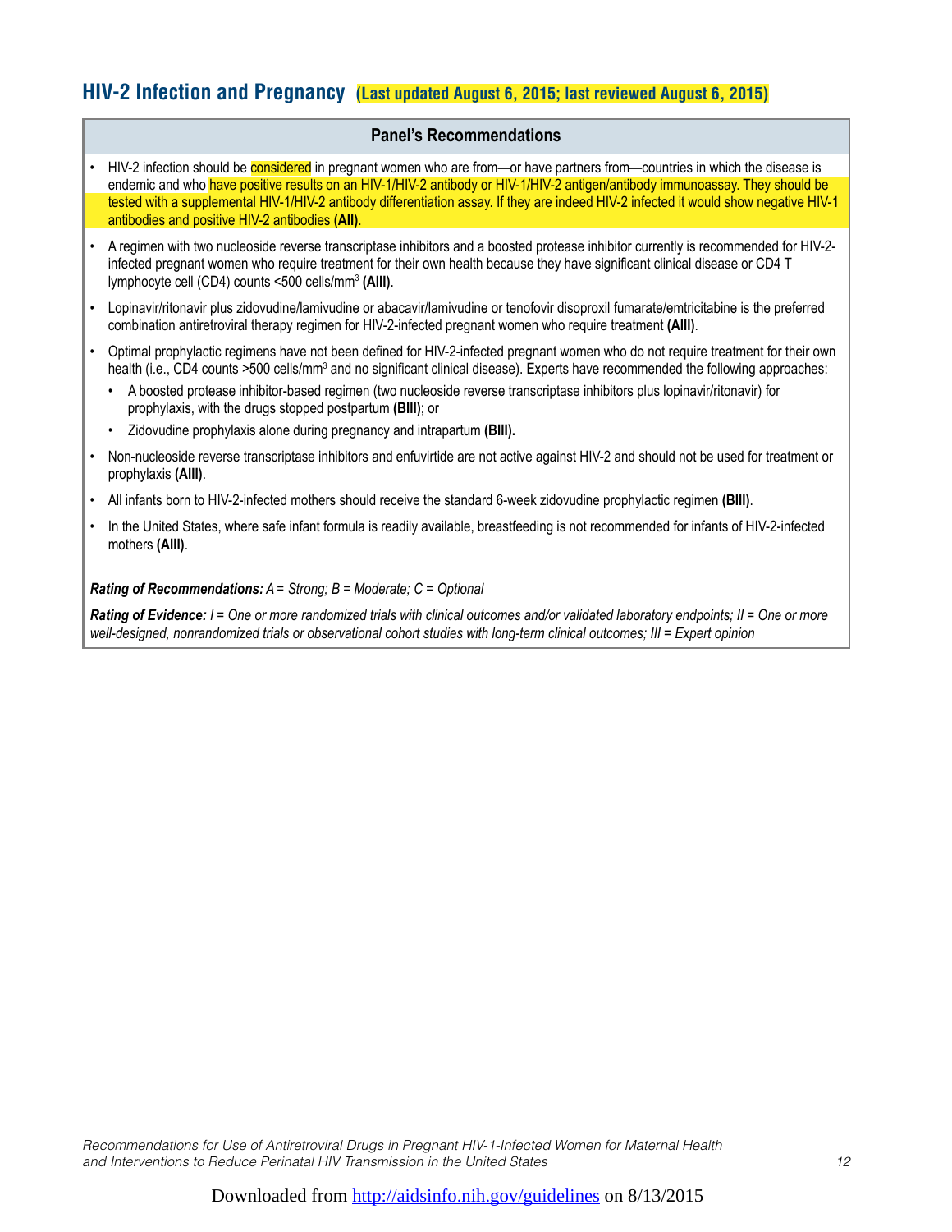## HIV-2 Infection and Pregnancy (Last updated August 6, 2015; last reviewed August 6, 2015)

### Panel's Recommendations

- HIV-2 infection should be considered in pregnant women who are from—or have partners from—countries in which the disease is endemic and who have positive results on an HIV-1/HIV-2 antibody or HIV-1/HIV-2 antigen/antibody immunoassay. They should be tested with a supplemental HIV-1/HIV-2 antibody differentiation assay. If they are indeed HIV-2 infected it would show negative HIV-1 antibodies and positive HIV-2 antibodies **(AII)**.
- A regimen with two nucleoside reverse transcriptase inhibitors and a boosted protease inhibitor currently is recommended for HIV-2-infected pregnant women who require treatment for their own health because they have significant clinical disease or CD4 T lymphocyte cell (CD4) counts <500 cells/mm$^3$ **(AIII)**.
- Lopinavir/ritonavir plus zidovudine/lamivudine or abacavir/lamivudine or tenofovir disoproxil fumarate/emtricitabine is the preferred combination antiretroviral therapy regimen for HIV-2-infected pregnant women who require treatment **(AIII)**.
- Optimal prophylactic regimens have not been defined for HIV-2-infected pregnant women who do not require treatment for their own health (i.e., CD4 counts >500 cells/mm$^3$ and no significant clinical disease). Experts have recommended the following approaches:
  - A boosted protease inhibitor-based regimen (two nucleoside reverse transcriptase inhibitors plus lopinavir/ritonavir) for prophylaxis, with the drugs stopped postpartum **(BIII)**; or
  - Zidovudine prophylaxis alone during pregnancy and intrapartum **(BIII).**
- Non-nucleoside reverse transcriptase inhibitors and enfuvirtide are not active against HIV-2 and should not be used for treatment or prophylaxis **(AIII)**.
- All infants born to HIV-2-infected mothers should receive the standard 6-week zidovudine prophylactic regimen **(BIII)**.
- In the United States, where safe infant formula is readily available, breastfeeding is not recommended for infants of HIV-2-infected mothers **(AIII)**.

***Rating of Recommendations:*** *A = Strong; B = Moderate; C = Optional*

***Rating of Evidence:*** *I = One or more randomized trials with clinical outcomes and/or validated laboratory endpoints; II = One or more well-designed, nonrandomized trials or observational cohort studies with long-term clinical outcomes; III = Expert opinion*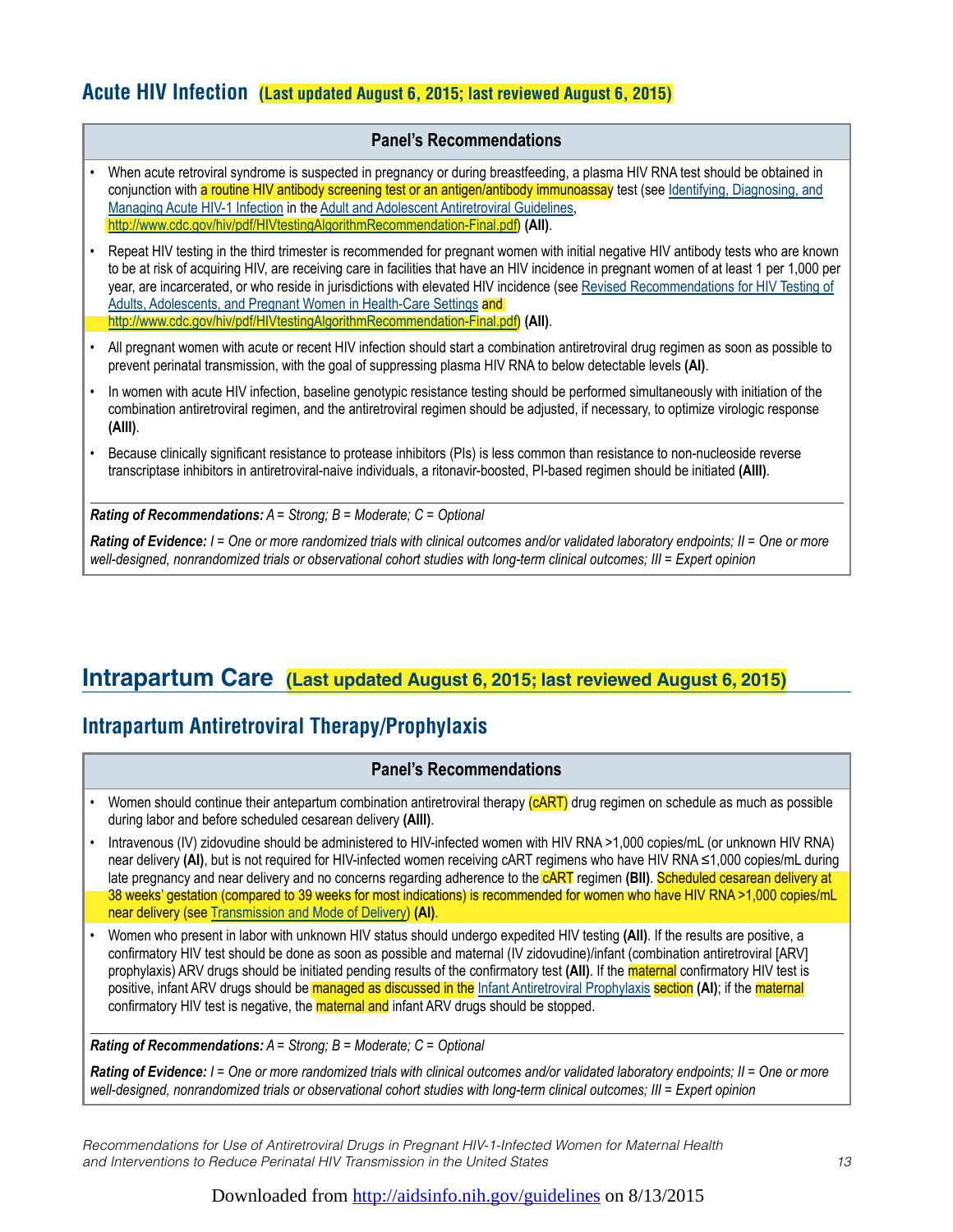## Acute HIV Infection (Last updated August 6, 2015; last reviewed August 6, 2015)

**Panel's Recommendations**

- When acute retroviral syndrome is suspected in pregnancy or during breastfeeding, a plasma HIV RNA test should be obtained in conjunction with a routine HIV antibody screening test or an antigen/antibody immunoassay test (see Identifying, Diagnosing, and Managing Acute HIV-1 Infection in the Adult and Adolescent Antiretroviral Guidelines, http://www.cdc.gov/hiv/pdf/HIVtestingAlgorithmRecommendation-Final.pdf) **(AII)**.
- Repeat HIV testing in the third trimester is recommended for pregnant women with initial negative HIV antibody tests who are known to be at risk of acquiring HIV, are receiving care in facilities that have an HIV incidence in pregnant women of at least 1 per 1,000 per year, are incarcerated, or who reside in jurisdictions with elevated HIV incidence (see Revised Recommendations for HIV Testing of Adults, Adolescents, and Pregnant Women in Health-Care Settings and http://www.cdc.gov/hiv/pdf/HIVtestingAlgorithmRecommendation-Final.pdf) **(AII)**.
- All pregnant women with acute or recent HIV infection should start a combination antiretroviral drug regimen as soon as possible to prevent perinatal transmission, with the goal of suppressing plasma HIV RNA to below detectable levels **(AI)**.
- In women with acute HIV infection, baseline genotypic resistance testing should be performed simultaneously with initiation of the combination antiretroviral regimen, and the antiretroviral regimen should be adjusted, if necessary, to optimize virologic response **(AIII)**.
- Because clinically significant resistance to protease inhibitors (PIs) is less common than resistance to non-nucleoside reverse transcriptase inhibitors in antiretroviral-naive individuals, a ritonavir-boosted, PI-based regimen should be initiated **(AIII)**.

***Rating of Recommendations:*** *A = Strong; B = Moderate; C = Optional*

***Rating of Evidence:*** *I = One or more randomized trials with clinical outcomes and/or validated laboratory endpoints; II = One or more well-designed, nonrandomized trials or observational cohort studies with long-term clinical outcomes; III = Expert opinion*

# Intrapartum Care (Last updated August 6, 2015; last reviewed August 6, 2015)

## Intrapartum Antiretroviral Therapy/Prophylaxis

**Panel's Recommendations**

- Women should continue their antepartum combination antiretroviral therapy (cART) drug regimen on schedule as much as possible during labor and before scheduled cesarean delivery **(AIII)**.
- Intravenous (IV) zidovudine should be administered to HIV-infected women with HIV RNA >1,000 copies/mL (or unknown HIV RNA) near delivery **(AI)**, but is not required for HIV-infected women receiving cART regimens who have HIV RNA ≤1,000 copies/mL during late pregnancy and near delivery and no concerns regarding adherence to the cART regimen **(BII)**. Scheduled cesarean delivery at 38 weeks' gestation (compared to 39 weeks for most indications) is recommended for women who have HIV RNA >1,000 copies/mL near delivery (see Transmission and Mode of Delivery) **(AI)**.
- Women who present in labor with unknown HIV status should undergo expedited HIV testing **(AII)**. If the results are positive, a confirmatory HIV test should be done as soon as possible and maternal (IV zidovudine)/infant (combination antiretroviral [ARV] prophylaxis) ARV drugs should be initiated pending results of the confirmatory test **(AII)**. If the maternal confirmatory HIV test is positive, infant ARV drugs should be managed as discussed in the Infant Antiretroviral Prophylaxis section **(AI)**; if the maternal confirmatory HIV test is negative, the maternal and infant ARV drugs should be stopped.

***Rating of Recommendations:*** *A = Strong; B = Moderate; C = Optional*

***Rating of Evidence:*** *I = One or more randomized trials with clinical outcomes and/or validated laboratory endpoints; II = One or more well-designed, nonrandomized trials or observational cohort studies with long-term clinical outcomes; III = Expert opinion*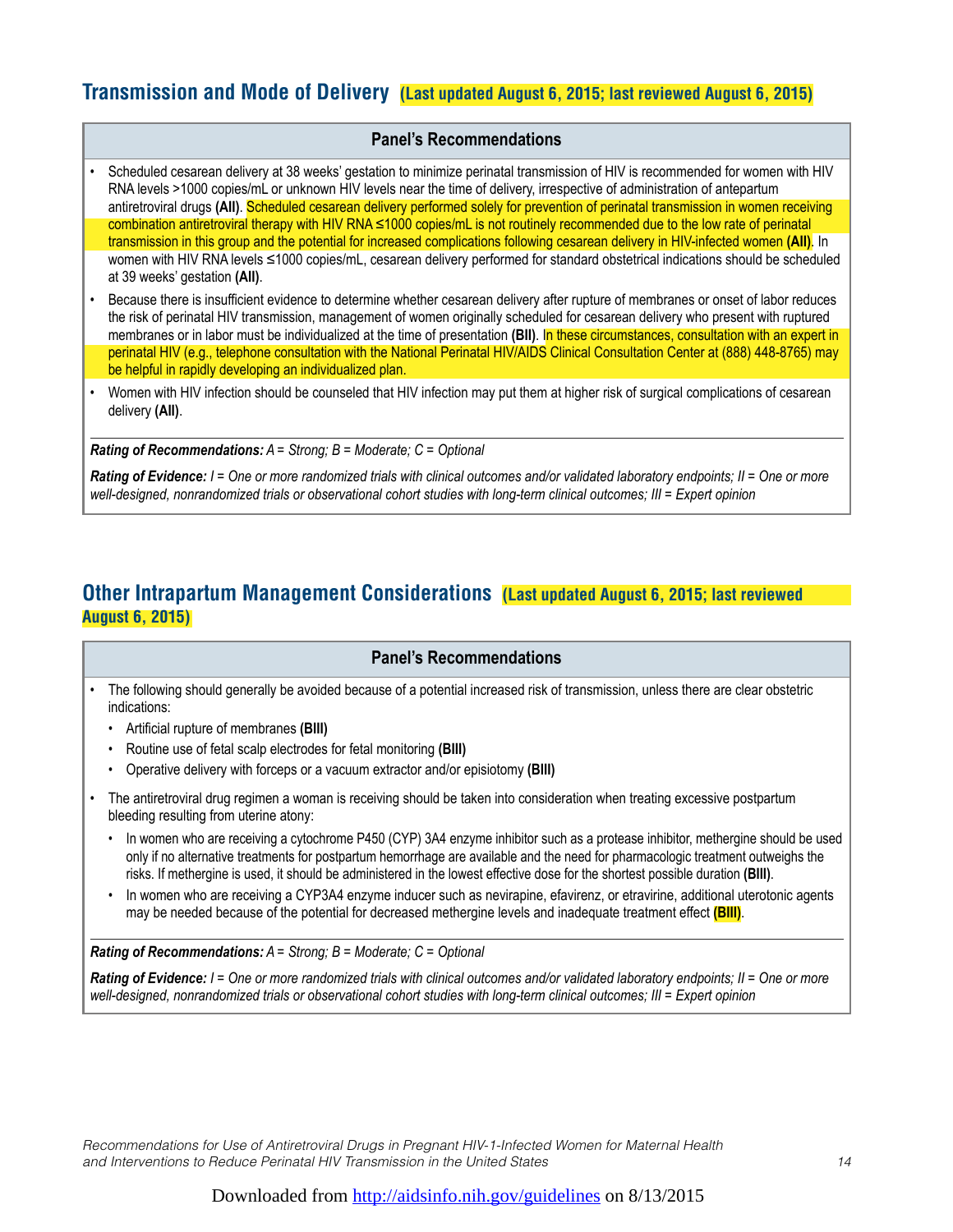## Transmission and Mode of Delivery (Last updated August 6, 2015; last reviewed August 6, 2015)

**Panel's Recommendations**

- Scheduled cesarean delivery at 38 weeks' gestation to minimize perinatal transmission of HIV is recommended for women with HIV RNA levels >1000 copies/mL or unknown HIV levels near the time of delivery, irrespective of administration of antepartum antiretroviral drugs **(AII)**. Scheduled cesarean delivery performed solely for prevention of perinatal transmission in women receiving combination antiretroviral therapy with HIV RNA ≤1000 copies/mL is not routinely recommended due to the low rate of perinatal transmission in this group and the potential for increased complications following cesarean delivery in HIV-infected women **(AII)**. In women with HIV RNA levels ≤1000 copies/mL, cesarean delivery performed for standard obstetrical indications should be scheduled at 39 weeks' gestation **(AII)**.
- Because there is insufficient evidence to determine whether cesarean delivery after rupture of membranes or onset of labor reduces the risk of perinatal HIV transmission, management of women originally scheduled for cesarean delivery who present with ruptured membranes or in labor must be individualized at the time of presentation **(BII)**. In these circumstances, consultation with an expert in perinatal HIV (e.g., telephone consultation with the National Perinatal HIV/AIDS Clinical Consultation Center at (888) 448-8765) may be helpful in rapidly developing an individualized plan.
- Women with HIV infection should be counseled that HIV infection may put them at higher risk of surgical complications of cesarean delivery **(AII)**.

***Rating of Recommendations:*** *A = Strong; B = Moderate; C = Optional*

***Rating of Evidence:*** *I = One or more randomized trials with clinical outcomes and/or validated laboratory endpoints; II = One or more well-designed, nonrandomized trials or observational cohort studies with long-term clinical outcomes; III = Expert opinion*

## Other Intrapartum Management Considerations (Last updated August 6, 2015; last reviewed August 6, 2015)

**Panel's Recommendations**

- The following should generally be avoided because of a potential increased risk of transmission, unless there are clear obstetric indications:
  - Artificial rupture of membranes **(BIII)**
  - Routine use of fetal scalp electrodes for fetal monitoring **(BIII)**
  - Operative delivery with forceps or a vacuum extractor and/or episiotomy **(BIII)**
- The antiretroviral drug regimen a woman is receiving should be taken into consideration when treating excessive postpartum bleeding resulting from uterine atony:
  - In women who are receiving a cytochrome P450 (CYP) 3A4 enzyme inhibitor such as a protease inhibitor, methergine should be used only if no alternative treatments for postpartum hemorrhage are available and the need for pharmacologic treatment outweighs the risks. If methergine is used, it should be administered in the lowest effective dose for the shortest possible duration **(BIII)**.
  - In women who are receiving a CYP3A4 enzyme inducer such as nevirapine, efavirenz, or etravirine, additional uterotonic agents may be needed because of the potential for decreased methergine levels and inadequate treatment effect **(BIII)**.

***Rating of Recommendations:*** *A = Strong; B = Moderate; C = Optional*

***Rating of Evidence:*** *I = One or more randomized trials with clinical outcomes and/or validated laboratory endpoints; II = One or more well-designed, nonrandomized trials or observational cohort studies with long-term clinical outcomes; III = Expert opinion*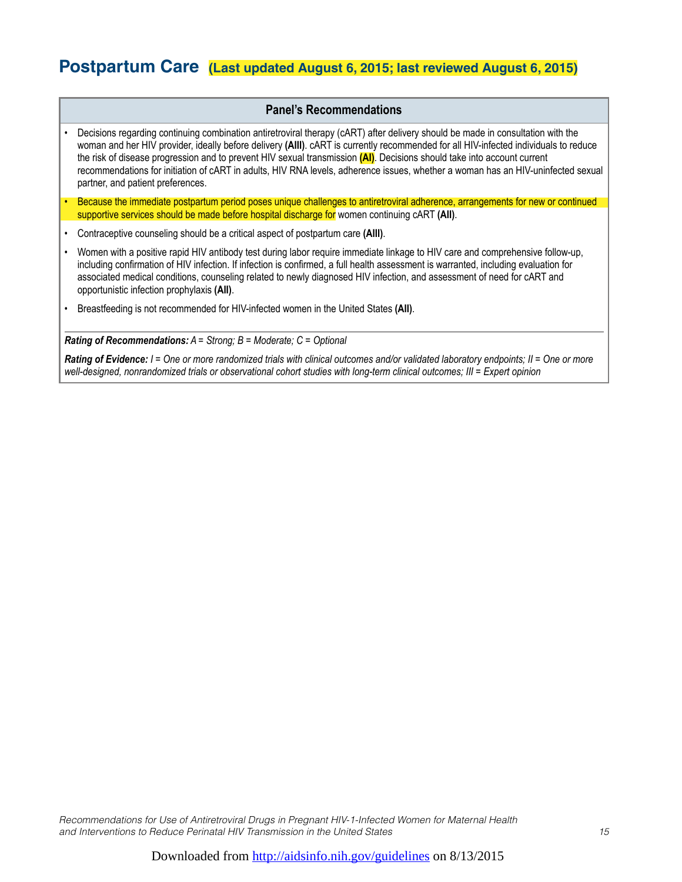# Postpartum Care (Last updated August 6, 2015; last reviewed August 6, 2015)

**Panel's Recommendations**

- Decisions regarding continuing combination antiretroviral therapy (cART) after delivery should be made in consultation with the woman and her HIV provider, ideally before delivery **(AIII)**. cART is currently recommended for all HIV-infected individuals to reduce the risk of disease progression and to prevent HIV sexual transmission **(AI)**. Decisions should take into account current recommendations for initiation of cART in adults, HIV RNA levels, adherence issues, whether a woman has an HIV-uninfected sexual partner, and patient preferences.
- Because the immediate postpartum period poses unique challenges to antiretroviral adherence, arrangements for new or continued supportive services should be made before hospital discharge for women continuing cART **(AII)**.
- Contraceptive counseling should be a critical aspect of postpartum care **(AIII)**.
- Women with a positive rapid HIV antibody test during labor require immediate linkage to HIV care and comprehensive follow-up, including confirmation of HIV infection. If infection is confirmed, a full health assessment is warranted, including evaluation for associated medical conditions, counseling related to newly diagnosed HIV infection, and assessment of need for cART and opportunistic infection prophylaxis **(AII)**.
- Breastfeeding is not recommended for HIV-infected women in the United States **(AII)**.

***Rating of Recommendations:*** *A = Strong; B = Moderate; C = Optional*

***Rating of Evidence:*** *I = One or more randomized trials with clinical outcomes and/or validated laboratory endpoints; II = One or more well-designed, nonrandomized trials or observational cohort studies with long-term clinical outcomes; III = Expert opinion*

*Recommendations for Use of Antiretroviral Drugs in Pregnant HIV-1-Infected Women for Maternal Health and Interventions to Reduce Perinatal HIV Transmission in the United States*

Downloaded from http://aidsinfo.nih.gov/guidelines on 8/13/2015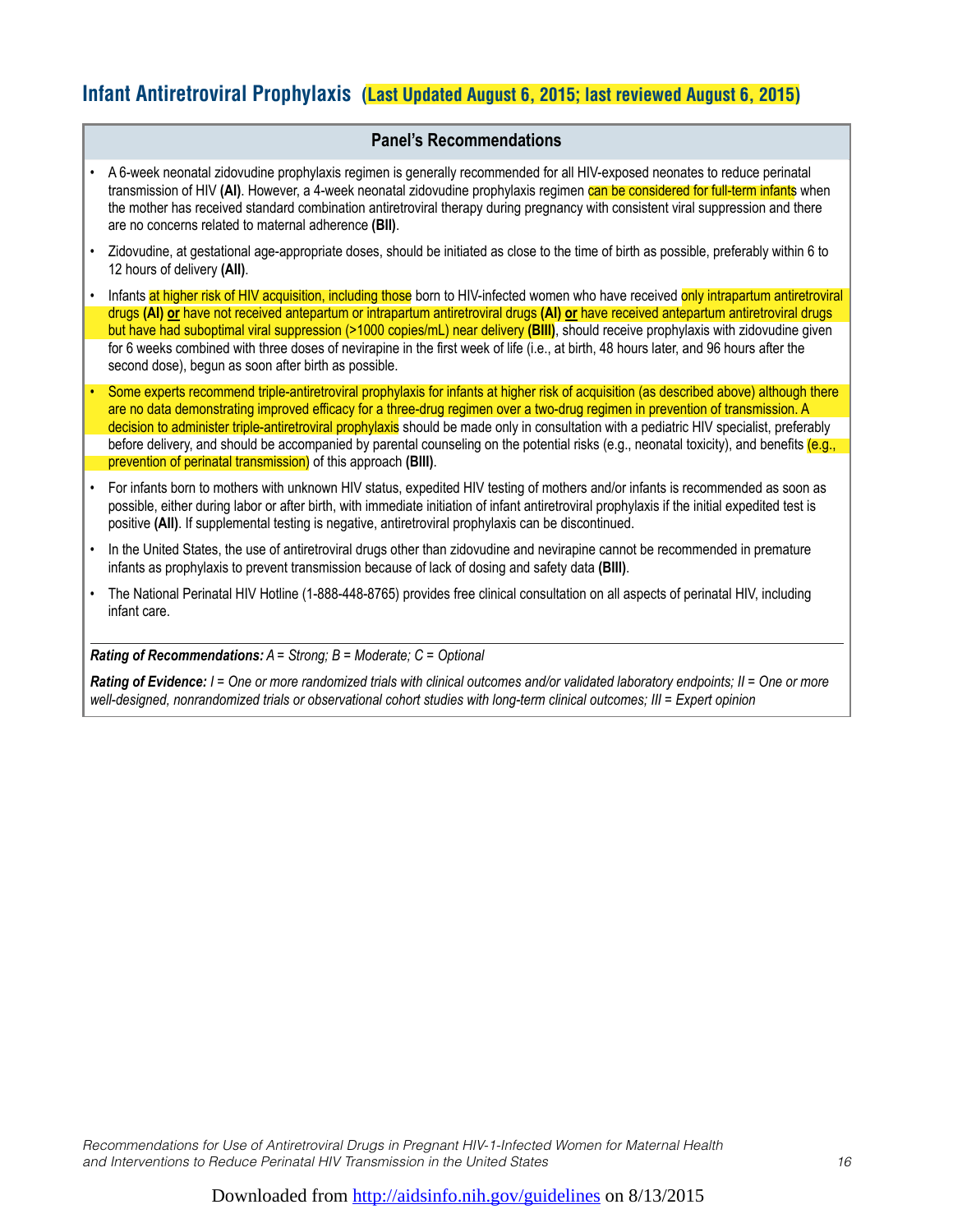## Infant Antiretroviral Prophylaxis (Last Updated August 6, 2015; last reviewed August 6, 2015)

| Panel's Recommendations |
|---|
| • A 6-week neonatal zidovudine prophylaxis regimen is generally recommended for all HIV-exposed neonates to reduce perinatal transmission of HIV **(AI)**. However, a 4-week neonatal zidovudine prophylaxis regimen can be considered for full-term infants when the mother has received standard combination antiretroviral therapy during pregnancy with consistent viral suppression and there are no concerns related to maternal adherence **(BII)**. |
| • Zidovudine, at gestational age-appropriate doses, should be initiated as close to the time of birth as possible, preferably within 6 to 12 hours of delivery **(AII)**. |
| • Infants at higher risk of HIV acquisition, including those born to HIV-infected women who have received only intrapartum antiretroviral drugs **(AI)** **<u>or</u>** have not received antepartum or intrapartum antiretroviral drugs **(AI)** **<u>or</u>** have received antepartum antiretroviral drugs but have had suboptimal viral suppression (>1000 copies/mL) near delivery **(BIII)**, should receive prophylaxis with zidovudine given for 6 weeks combined with three doses of nevirapine in the first week of life (i.e., at birth, 48 hours later, and 96 hours after the second dose), begun as soon after birth as possible. |
| • Some experts recommend triple-antiretroviral prophylaxis for infants at higher risk of acquisition (as described above) although there are no data demonstrating improved efficacy for a three-drug regimen over a two-drug regimen in prevention of transmission. A decision to administer triple-antiretroviral prophylaxis should be made only in consultation with a pediatric HIV specialist, preferably before delivery, and should be accompanied by parental counseling on the potential risks (e.g., neonatal toxicity), and benefits (e.g., prevention of perinatal transmission) of this approach **(BIII)**. |
| • For infants born to mothers with unknown HIV status, expedited HIV testing of mothers and/or infants is recommended as soon as possible, either during labor or after birth, with immediate initiation of infant antiretroviral prophylaxis if the initial expedited test is positive **(AII)**. If supplemental testing is negative, antiretroviral prophylaxis can be discontinued. |
| • In the United States, the use of antiretroviral drugs other than zidovudine and nevirapine cannot be recommended in premature infants as prophylaxis to prevent transmission because of lack of dosing and safety data **(BIII)**. |
| • The National Perinatal HIV Hotline (1-888-448-8765) provides free clinical consultation on all aspects of perinatal HIV, including infant care. |
| ***Rating of Recommendations:*** *A = Strong; B = Moderate; C = Optional* |
| ***Rating of Evidence:*** *I = One or more randomized trials with clinical outcomes and/or validated laboratory endpoints; II = One or more well-designed, nonrandomized trials or observational cohort studies with long-term clinical outcomes; III = Expert opinion* |

Downloaded from http://aidsinfo.nih.gov/guidelines on 8/13/2015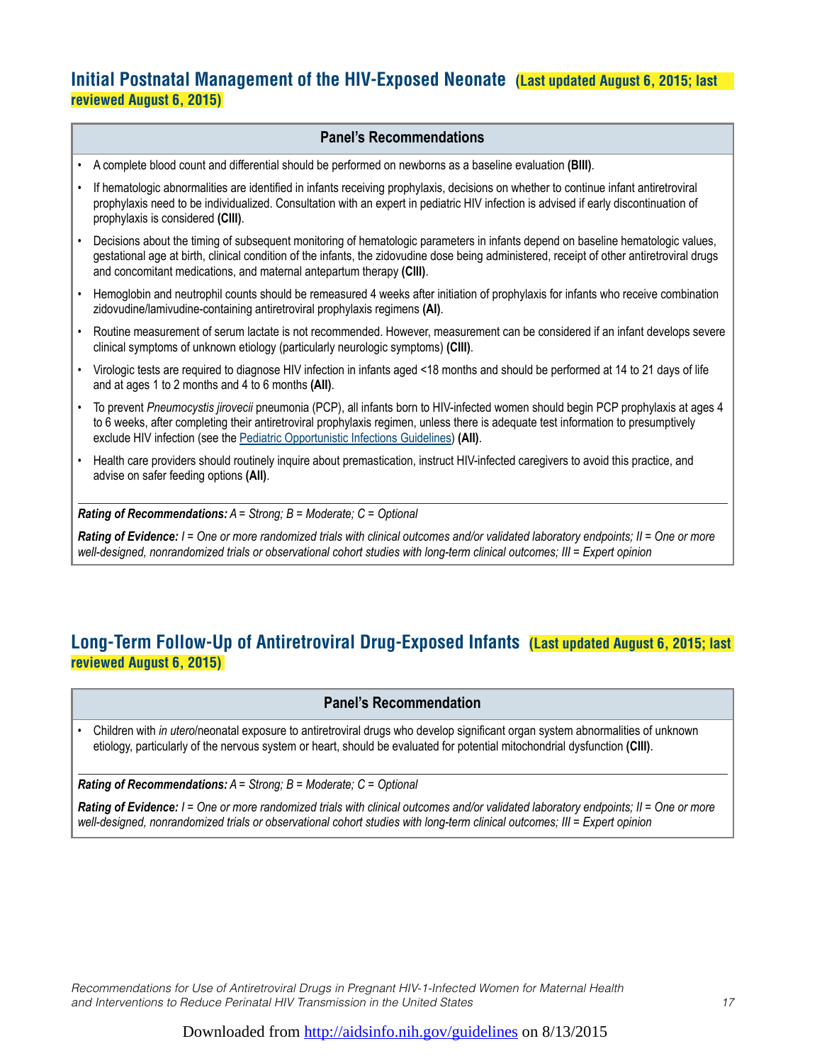## Initial Postnatal Management of the HIV-Exposed Neonate (Last updated August 6, 2015; last reviewed August 6, 2015)

**Panel's Recommendations**

- A complete blood count and differential should be performed on newborns as a baseline evaluation **(BIII)**.
- If hematologic abnormalities are identified in infants receiving prophylaxis, decisions on whether to continue infant antiretroviral prophylaxis need to be individualized. Consultation with an expert in pediatric HIV infection is advised if early discontinuation of prophylaxis is considered **(CIII)**.
- Decisions about the timing of subsequent monitoring of hematologic parameters in infants depend on baseline hematologic values, gestational age at birth, clinical condition of the infants, the zidovudine dose being administered, receipt of other antiretroviral drugs and concomitant medications, and maternal antepartum therapy **(CIII)**.
- Hemoglobin and neutrophil counts should be remeasured 4 weeks after initiation of prophylaxis for infants who receive combination zidovudine/lamivudine-containing antiretroviral prophylaxis regimens **(AI)**.
- Routine measurement of serum lactate is not recommended. However, measurement can be considered if an infant develops severe clinical symptoms of unknown etiology (particularly neurologic symptoms) **(CIII)**.
- Virologic tests are required to diagnose HIV infection in infants aged <18 months and should be performed at 14 to 21 days of life and at ages 1 to 2 months and 4 to 6 months **(AII)**.
- To prevent *Pneumocystis jirovecii* pneumonia (PCP), all infants born to HIV-infected women should begin PCP prophylaxis at ages 4 to 6 weeks, after completing their antiretroviral prophylaxis regimen, unless there is adequate test information to presumptively exclude HIV infection (see the Pediatric Opportunistic Infections Guidelines) **(AII)**.
- Health care providers should routinely inquire about premastication, instruct HIV-infected caregivers to avoid this practice, and advise on safer feeding options **(AII)**.

***Rating of Recommendations:*** *A = Strong; B = Moderate; C = Optional*

***Rating of Evidence:*** *I = One or more randomized trials with clinical outcomes and/or validated laboratory endpoints; II = One or more well-designed, nonrandomized trials or observational cohort studies with long-term clinical outcomes; III = Expert opinion*

## Long-Term Follow-Up of Antiretroviral Drug-Exposed Infants (Last updated August 6, 2015; last reviewed August 6, 2015)

**Panel's Recommendation**

- Children with *in utero*/neonatal exposure to antiretroviral drugs who develop significant organ system abnormalities of unknown etiology, particularly of the nervous system or heart, should be evaluated for potential mitochondrial dysfunction **(CIII)**.

***Rating of Recommendations:*** *A = Strong; B = Moderate; C = Optional*

***Rating of Evidence:*** *I = One or more randomized trials with clinical outcomes and/or validated laboratory endpoints; II = One or more well-designed, nonrandomized trials or observational cohort studies with long-term clinical outcomes; III = Expert opinion*